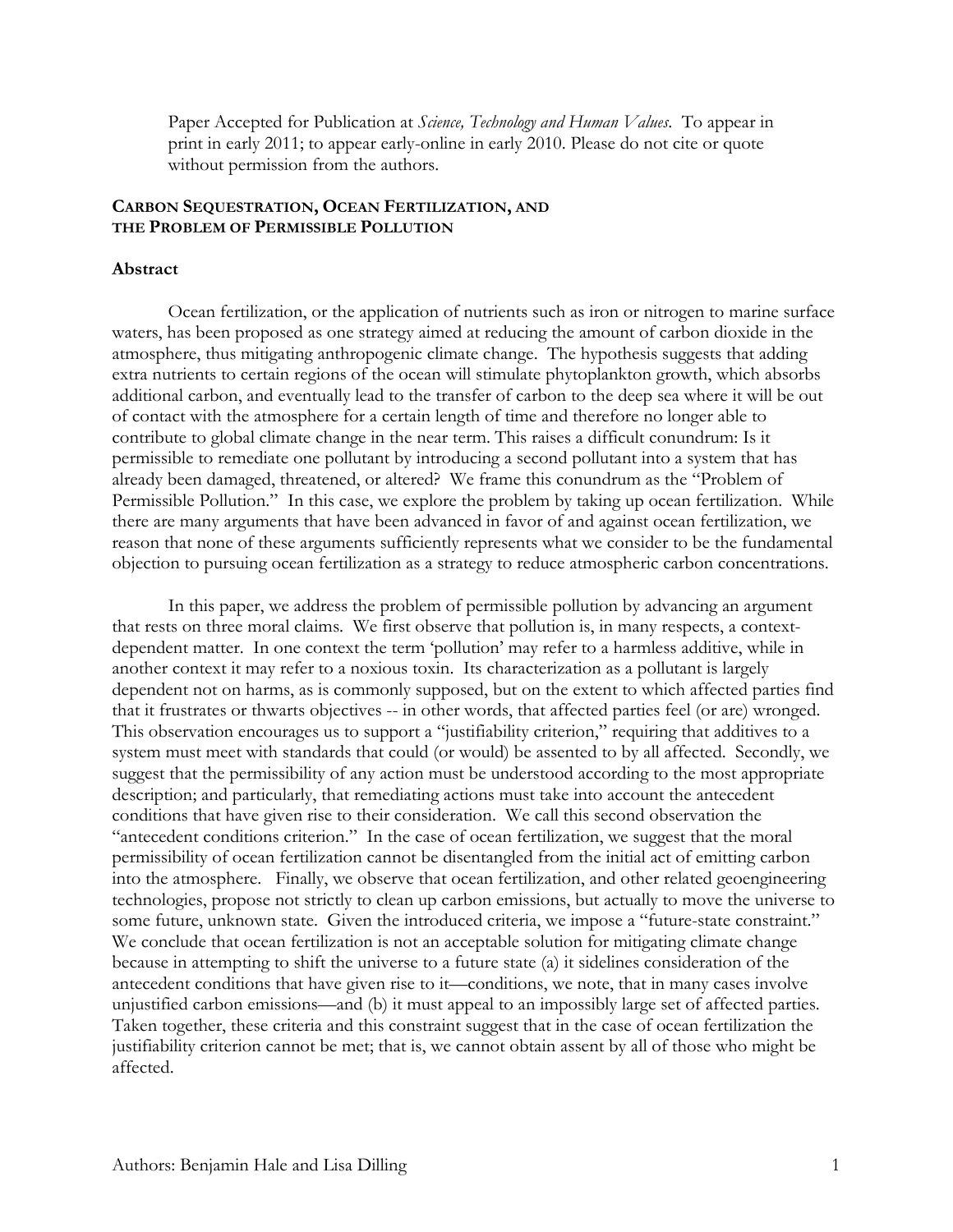Paper Accepted for Publication at *Science, Technology and Human Values*. To appear in print in early 2011; to appear early-online in early 2010. Please do not cite or quote without permission from the authors.

# CARBON SEQUESTRATION, OCEAN FERTILIZATION, AND THE PROBLEM OF PERMISSIBLE POLLUTION

## Abstract

Ocean fertilization, or the application of nutrients such as iron or nitrogen to marine surface waters, has been proposed as one strategy aimed at reducing the amount of carbon dioxide in the atmosphere, thus mitigating anthropogenic climate change. The hypothesis suggests that adding extra nutrients to certain regions of the ocean will stimulate phytoplankton growth, which absorbs additional carbon, and eventually lead to the transfer of carbon to the deep sea where it will be out of contact with the atmosphere for a certain length of time and therefore no longer able to contribute to global climate change in the near term. This raises a difficult conundrum: Is it permissible to remediate one pollutant by introducing a second pollutant into a system that has already been damaged, threatened, or altered? We frame this conundrum as the "Problem of Permissible Pollution." In this case, we explore the problem by taking up ocean fertilization. While there are many arguments that have been advanced in favor of and against ocean fertilization, we reason that none of these arguments sufficiently represents what we consider to be the fundamental objection to pursuing ocean fertilization as a strategy to reduce atmospheric carbon concentrations.

In this paper, we address the problem of permissible pollution by advancing an argument that rests on three moral claims. We first observe that pollution is, in many respects, a context-dependent matter. In one context the term 'pollution' may refer to a harmless additive, while in another context it may refer to a noxious toxin. Its characterization as a pollutant is largely dependent not on harms, as is commonly supposed, but on the extent to which affected parties find that it frustrates or thwarts objectives -- in other words, that affected parties feel (or are) wronged. This observation encourages us to support a "justifiability criterion," requiring that additives to a system must meet with standards that could (or would) be assented to by all affected. Secondly, we suggest that the permissibility of any action must be understood according to the most appropriate description; and particularly, that remediating actions must take into account the antecedent conditions that have given rise to their consideration. We call this second observation the "antecedent conditions criterion." In the case of ocean fertilization, we suggest that the moral permissibility of ocean fertilization cannot be disentangled from the initial act of emitting carbon into the atmosphere. Finally, we observe that ocean fertilization, and other related geoengineering technologies, propose not strictly to clean up carbon emissions, but actually to move the universe to some future, unknown state. Given the introduced criteria, we impose a "future-state constraint." We conclude that ocean fertilization is not an acceptable solution for mitigating climate change because in attempting to shift the universe to a future state (a) it sidelines consideration of the antecedent conditions that have given rise to it—conditions, we note, that in many cases involve unjustified carbon emissions—and (b) it must appeal to an impossibly large set of affected parties. Taken together, these criteria and this constraint suggest that in the case of ocean fertilization the justifiability criterion cannot be met; that is, we cannot obtain assent by all of those who might be affected.

Authors: Benjamin Hale and Lisa Dilling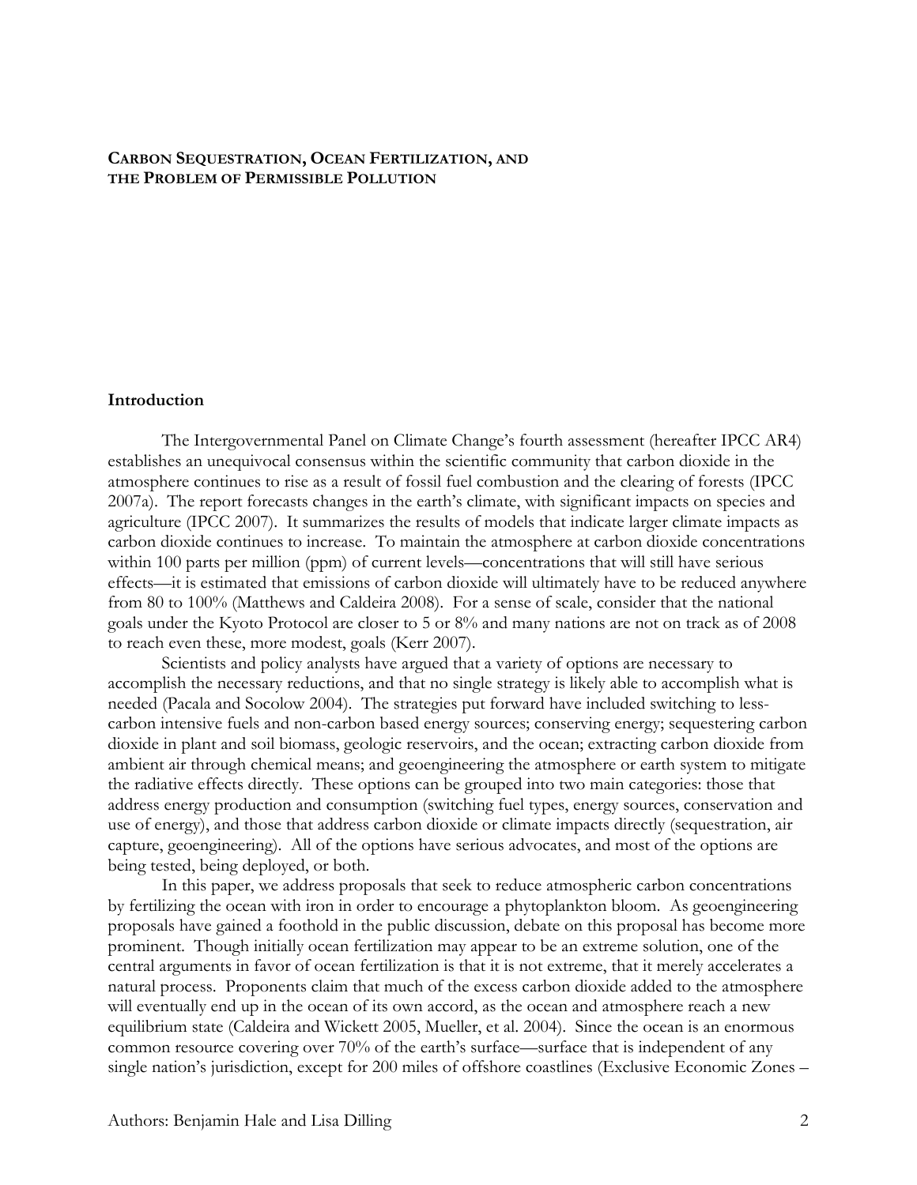**CARBON SEQUESTRATION, OCEAN FERTILIZATION, AND THE PROBLEM OF PERMISSIBLE POLLUTION**

## Introduction

The Intergovernmental Panel on Climate Change's fourth assessment (hereafter IPCC AR4) establishes an unequivocal consensus within the scientific community that carbon dioxide in the atmosphere continues to rise as a result of fossil fuel combustion and the clearing of forests (IPCC 2007a). The report forecasts changes in the earth's climate, with significant impacts on species and agriculture (IPCC 2007). It summarizes the results of models that indicate larger climate impacts as carbon dioxide continues to increase. To maintain the atmosphere at carbon dioxide concentrations within 100 parts per million (ppm) of current levels—concentrations that will still have serious effects—it is estimated that emissions of carbon dioxide will ultimately have to be reduced anywhere from 80 to 100% (Matthews and Caldeira 2008). For a sense of scale, consider that the national goals under the Kyoto Protocol are closer to 5 or 8% and many nations are not on track as of 2008 to reach even these, more modest, goals (Kerr 2007).

Scientists and policy analysts have argued that a variety of options are necessary to accomplish the necessary reductions, and that no single strategy is likely able to accomplish what is needed (Pacala and Socolow 2004). The strategies put forward have included switching to less-carbon intensive fuels and non-carbon based energy sources; conserving energy; sequestering carbon dioxide in plant and soil biomass, geologic reservoirs, and the ocean; extracting carbon dioxide from ambient air through chemical means; and geoengineering the atmosphere or earth system to mitigate the radiative effects directly. These options can be grouped into two main categories: those that address energy production and consumption (switching fuel types, energy sources, conservation and use of energy), and those that address carbon dioxide or climate impacts directly (sequestration, air capture, geoengineering). All of the options have serious advocates, and most of the options are being tested, being deployed, or both.

In this paper, we address proposals that seek to reduce atmospheric carbon concentrations by fertilizing the ocean with iron in order to encourage a phytoplankton bloom. As geoengineering proposals have gained a foothold in the public discussion, debate on this proposal has become more prominent. Though initially ocean fertilization may appear to be an extreme solution, one of the central arguments in favor of ocean fertilization is that it is not extreme, that it merely accelerates a natural process. Proponents claim that much of the excess carbon dioxide added to the atmosphere will eventually end up in the ocean of its own accord, as the ocean and atmosphere reach a new equilibrium state (Caldeira and Wickett 2005, Mueller, et al. 2004). Since the ocean is an enormous common resource covering over 70% of the earth's surface—surface that is independent of any single nation's jurisdiction, except for 200 miles of offshore coastlines (Exclusive Economic Zones –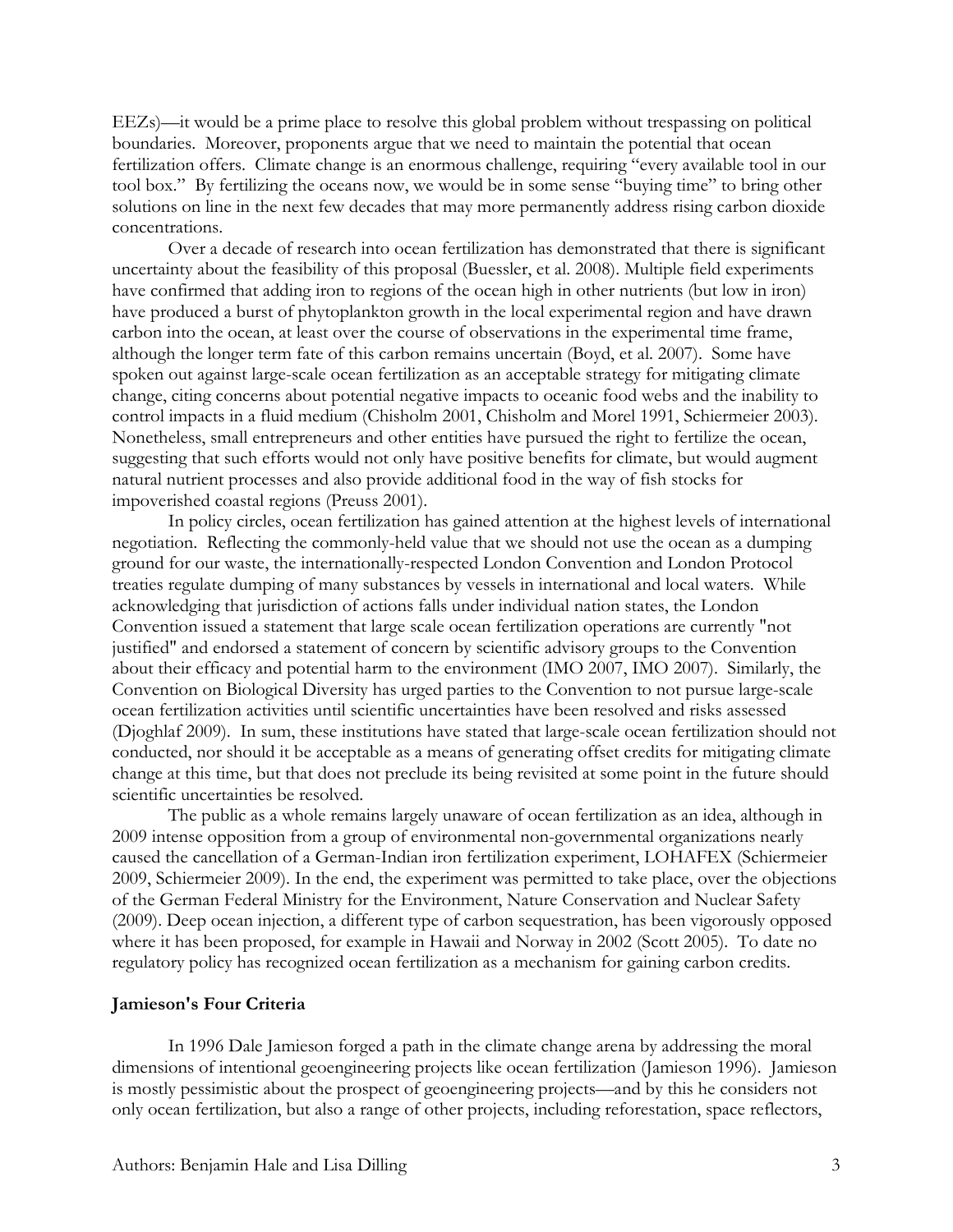EEZs)—it would be a prime place to resolve this global problem without trespassing on political boundaries. Moreover, proponents argue that we need to maintain the potential that ocean fertilization offers. Climate change is an enormous challenge, requiring "every available tool in our tool box." By fertilizing the oceans now, we would be in some sense "buying time" to bring other solutions on line in the next few decades that may more permanently address rising carbon dioxide concentrations.

Over a decade of research into ocean fertilization has demonstrated that there is significant uncertainty about the feasibility of this proposal (Buessler, et al. 2008). Multiple field experiments have confirmed that adding iron to regions of the ocean high in other nutrients (but low in iron) have produced a burst of phytoplankton growth in the local experimental region and have drawn carbon into the ocean, at least over the course of observations in the experimental time frame, although the longer term fate of this carbon remains uncertain (Boyd, et al. 2007). Some have spoken out against large-scale ocean fertilization as an acceptable strategy for mitigating climate change, citing concerns about potential negative impacts to oceanic food webs and the inability to control impacts in a fluid medium (Chisholm 2001, Chisholm and Morel 1991, Schiermeier 2003). Nonetheless, small entrepreneurs and other entities have pursued the right to fertilize the ocean, suggesting that such efforts would not only have positive benefits for climate, but would augment natural nutrient processes and also provide additional food in the way of fish stocks for impoverished coastal regions (Preuss 2001).

In policy circles, ocean fertilization has gained attention at the highest levels of international negotiation. Reflecting the commonly-held value that we should not use the ocean as a dumping ground for our waste, the internationally-respected London Convention and London Protocol treaties regulate dumping of many substances by vessels in international and local waters. While acknowledging that jurisdiction of actions falls under individual nation states, the London Convention issued a statement that large scale ocean fertilization operations are currently "not justified" and endorsed a statement of concern by scientific advisory groups to the Convention about their efficacy and potential harm to the environment (IMO 2007, IMO 2007). Similarly, the Convention on Biological Diversity has urged parties to the Convention to not pursue large-scale ocean fertilization activities until scientific uncertainties have been resolved and risks assessed (Djoghlaf 2009). In sum, these institutions have stated that large-scale ocean fertilization should not conducted, nor should it be acceptable as a means of generating offset credits for mitigating climate change at this time, but that does not preclude its being revisited at some point in the future should scientific uncertainties be resolved.

The public as a whole remains largely unaware of ocean fertilization as an idea, although in 2009 intense opposition from a group of environmental non-governmental organizations nearly caused the cancellation of a German-Indian iron fertilization experiment, LOHAFEX (Schiermeier 2009, Schiermeier 2009). In the end, the experiment was permitted to take place, over the objections of the German Federal Ministry for the Environment, Nature Conservation and Nuclear Safety (2009). Deep ocean injection, a different type of carbon sequestration, has been vigorously opposed where it has been proposed, for example in Hawaii and Norway in 2002 (Scott 2005). To date no regulatory policy has recognized ocean fertilization as a mechanism for gaining carbon credits.

**Jamieson's Four Criteria**

In 1996 Dale Jamieson forged a path in the climate change arena by addressing the moral dimensions of intentional geoengineering projects like ocean fertilization (Jamieson 1996). Jamieson is mostly pessimistic about the prospect of geoengineering projects—and by this he considers not only ocean fertilization, but also a range of other projects, including reforestation, space reflectors,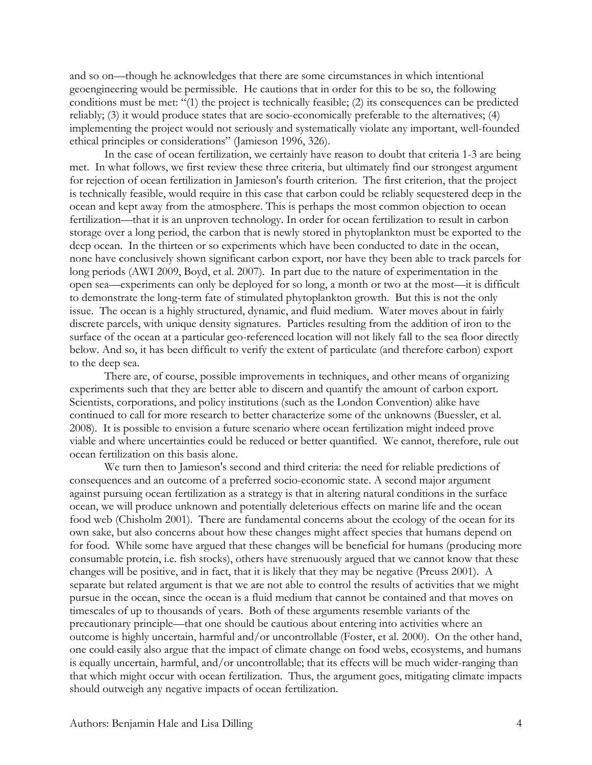and so on—though he acknowledges that there are some circumstances in which intentional geoengineering would be permissible. He cautions that in order for this to be so, the following conditions must be met: "(1) the project is technically feasible; (2) its consequences can be predicted reliably; (3) it would produce states that are socio-economically preferable to the alternatives; (4) implementing the project would not seriously and systematically violate any important, well-founded ethical principles or considerations" (Jamieson 1996, 326).

In the case of ocean fertilization, we certainly have reason to doubt that criteria 1-3 are being met. In what follows, we first review these three criteria, but ultimately find our strongest argument for rejection of ocean fertilization in Jamieson's fourth criterion. The first criterion, that the project is technically feasible, would require in this case that carbon could be reliably sequestered deep in the ocean and kept away from the atmosphere. This is perhaps the most common objection to ocean fertilization—that it is an unproven technology. In order for ocean fertilization to result in carbon storage over a long period, the carbon that is newly stored in phytoplankton must be exported to the deep ocean. In the thirteen or so experiments which have been conducted to date in the ocean, none have conclusively shown significant carbon export, nor have they been able to track parcels for long periods (AWI 2009, Boyd, et al. 2007). In part due to the nature of experimentation in the open sea—experiments can only be deployed for so long, a month or two at the most—it is difficult to demonstrate the long-term fate of stimulated phytoplankton growth. But this is not the only issue. The ocean is a highly structured, dynamic, and fluid medium. Water moves about in fairly discrete parcels, with unique density signatures. Particles resulting from the addition of iron to the surface of the ocean at a particular geo-referenced location will not likely fall to the sea floor directly below. And so, it has been difficult to verify the extent of particulate (and therefore carbon) export to the deep sea.

There are, of course, possible improvements in techniques, and other means of organizing experiments such that they are better able to discern and quantify the amount of carbon export. Scientists, corporations, and policy institutions (such as the London Convention) alike have continued to call for more research to better characterize some of the unknowns (Buessler, et al. 2008). It is possible to envision a future scenario where ocean fertilization might indeed prove viable and where uncertainties could be reduced or better quantified. We cannot, therefore, rule out ocean fertilization on this basis alone.

We turn then to Jamieson's second and third criteria: the need for reliable predictions of consequences and an outcome of a preferred socio-economic state. A second major argument against pursuing ocean fertilization as a strategy is that in altering natural conditions in the surface ocean, we will produce unknown and potentially deleterious effects on marine life and the ocean food web (Chisholm 2001). There are fundamental concerns about the ecology of the ocean for its own sake, but also concerns about how these changes might affect species that humans depend on for food. While some have argued that these changes will be beneficial for humans (producing more consumable protein, i.e. fish stocks), others have strenuously argued that we cannot know that these changes will be positive, and in fact, that it is likely that they may be negative (Preuss 2001). A separate but related argument is that we are not able to control the results of activities that we might pursue in the ocean, since the ocean is a fluid medium that cannot be contained and that moves on timescales of up to thousands of years. Both of these arguments resemble variants of the precautionary principle—that one should be cautious about entering into activities where an outcome is highly uncertain, harmful and/or uncontrollable (Foster, et al. 2000). On the other hand, one could easily also argue that the impact of climate change on food webs, ecosystems, and humans is equally uncertain, harmful, and/or uncontrollable; that its effects will be much wider-ranging than that which might occur with ocean fertilization. Thus, the argument goes, mitigating climate impacts should outweigh any negative impacts of ocean fertilization.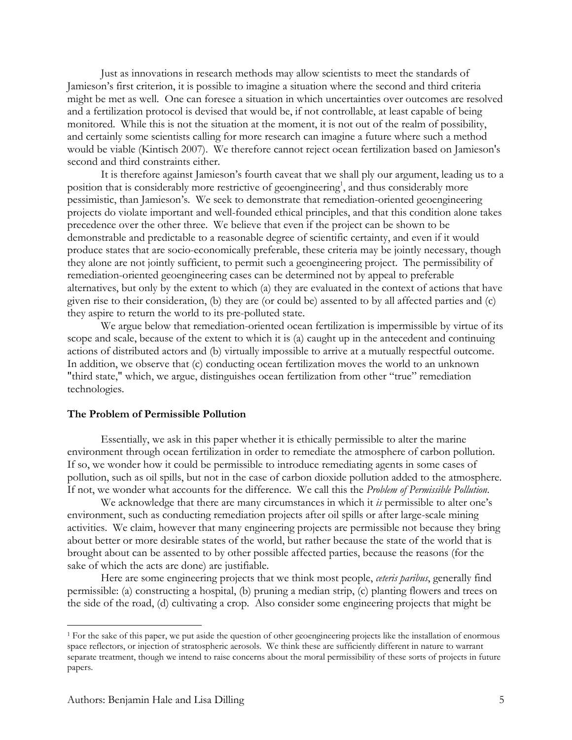Just as innovations in research methods may allow scientists to meet the standards of Jamieson's first criterion, it is possible to imagine a situation where the second and third criteria might be met as well. One can foresee a situation in which uncertainties over outcomes are resolved and a fertilization protocol is devised that would be, if not controllable, at least capable of being monitored. While this is not the situation at the moment, it is not out of the realm of possibility, and certainly some scientists calling for more research can imagine a future where such a method would be viable (Kintisch 2007). We therefore cannot reject ocean fertilization based on Jamieson's second and third constraints either.

It is therefore against Jamieson's fourth caveat that we shall ply our argument, leading us to a position that is considerably more restrictive of geoengineering[1], and thus considerably more pessimistic, than Jamieson's. We seek to demonstrate that remediation-oriented geoengineering projects do violate important and well-founded ethical principles, and that this condition alone takes precedence over the other three. We believe that even if the project can be shown to be demonstrable and predictable to a reasonable degree of scientific certainty, and even if it would produce states that are socio-economically preferable, these criteria may be jointly necessary, though they alone are not jointly sufficient, to permit such a geoengineering project. The permissibility of remediation-oriented geoengineering cases can be determined not by appeal to preferable alternatives, but only by the extent to which (a) they are evaluated in the context of actions that have given rise to their consideration, (b) they are (or could be) assented to by all affected parties and (c) they aspire to return the world to its pre-polluted state.

We argue below that remediation-oriented ocean fertilization is impermissible by virtue of its scope and scale, because of the extent to which it is (a) caught up in the antecedent and continuing actions of distributed actors and (b) virtually impossible to arrive at a mutually respectful outcome. In addition, we observe that (c) conducting ocean fertilization moves the world to an unknown "third state," which, we argue, distinguishes ocean fertilization from other "true" remediation technologies.

### The Problem of Permissible Pollution

Essentially, we ask in this paper whether it is ethically permissible to alter the marine environment through ocean fertilization in order to remediate the atmosphere of carbon pollution. If so, we wonder how it could be permissible to introduce remediating agents in some cases of pollution, such as oil spills, but not in the case of carbon dioxide pollution added to the atmosphere. If not, we wonder what accounts for the difference. We call this the *Problem of Permissible Pollution*.

We acknowledge that there are many circumstances in which it *is* permissible to alter one's environment, such as conducting remediation projects after oil spills or after large-scale mining activities. We claim, however that many engineering projects are permissible not because they bring about better or more desirable states of the world, but rather because the state of the world that is brought about can be assented to by other possible affected parties, because the reasons (for the sake of which the acts are done) are justifiable.

Here are some engineering projects that we think most people, *ceteris paribus*, generally find permissible: (a) constructing a hospital, (b) pruning a median strip, (c) planting flowers and trees on the side of the road, (d) cultivating a crop. Also consider some engineering projects that might be

---

[1] For the sake of this paper, we put aside the question of other geoengineering projects like the installation of enormous space reflectors, or injection of stratospheric aerosols. We think these are sufficiently different in nature to warrant separate treatment, though we intend to raise concerns about the moral permissibility of these sorts of projects in future papers.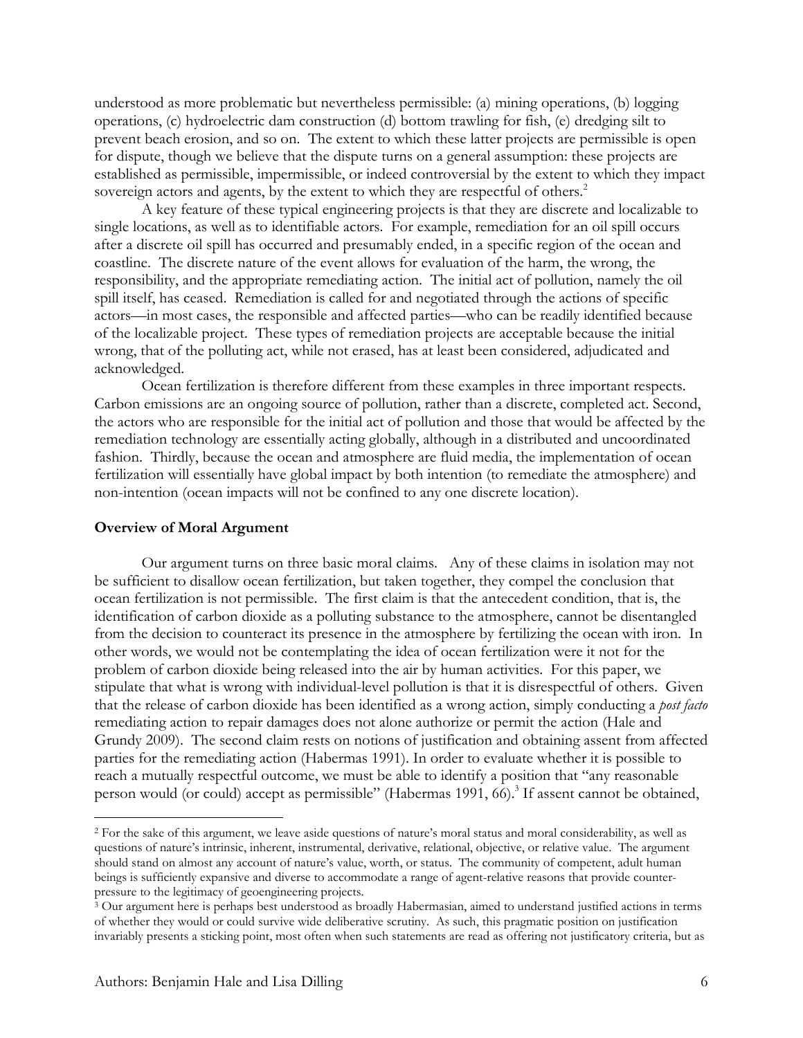understood as more problematic but nevertheless permissible: (a) mining operations, (b) logging operations, (c) hydroelectric dam construction (d) bottom trawling for fish, (e) dredging silt to prevent beach erosion, and so on. The extent to which these latter projects are permissible is open for dispute, though we believe that the dispute turns on a general assumption: these projects are established as permissible, impermissible, or indeed controversial by the extent to which they impact sovereign actors and agents, by the extent to which they are respectful of others.[2]

A key feature of these typical engineering projects is that they are discrete and localizable to single locations, as well as to identifiable actors. For example, remediation for an oil spill occurs after a discrete oil spill has occurred and presumably ended, in a specific region of the ocean and coastline. The discrete nature of the event allows for evaluation of the harm, the wrong, the responsibility, and the appropriate remediating action. The initial act of pollution, namely the oil spill itself, has ceased. Remediation is called for and negotiated through the actions of specific actors—in most cases, the responsible and affected parties—who can be readily identified because of the localizable project. These types of remediation projects are acceptable because the initial wrong, that of the polluting act, while not erased, has at least been considered, adjudicated and acknowledged.

Ocean fertilization is therefore different from these examples in three important respects. Carbon emissions are an ongoing source of pollution, rather than a discrete, completed act. Second, the actors who are responsible for the initial act of pollution and those that would be affected by the remediation technology are essentially acting globally, although in a distributed and uncoordinated fashion. Thirdly, because the ocean and atmosphere are fluid media, the implementation of ocean fertilization will essentially have global impact by both intention (to remediate the atmosphere) and non-intention (ocean impacts will not be confined to any one discrete location).

**Overview of Moral Argument**

Our argument turns on three basic moral claims. Any of these claims in isolation may not be sufficient to disallow ocean fertilization, but taken together, they compel the conclusion that ocean fertilization is not permissible. The first claim is that the antecedent condition, that is, the identification of carbon dioxide as a polluting substance to the atmosphere, cannot be disentangled from the decision to counteract its presence in the atmosphere by fertilizing the ocean with iron. In other words, we would not be contemplating the idea of ocean fertilization were it not for the problem of carbon dioxide being released into the air by human activities. For this paper, we stipulate that what is wrong with individual-level pollution is that it is disrespectful of others. Given that the release of carbon dioxide has been identified as a wrong action, simply conducting a *post facto* remediating action to repair damages does not alone authorize or permit the action (Hale and Grundy 2009). The second claim rests on notions of justification and obtaining assent from affected parties for the remediating action (Habermas 1991). In order to evaluate whether it is possible to reach a mutually respectful outcome, we must be able to identify a position that "any reasonable person would (or could) accept as permissible" (Habermas 1991, 66).[3] If assent cannot be obtained,

---

[2] For the sake of this argument, we leave aside questions of nature's moral status and moral considerability, as well as questions of nature's intrinsic, inherent, instrumental, derivative, relational, objective, or relative value. The argument should stand on almost any account of nature's value, worth, or status. The community of competent, adult human beings is sufficiently expansive and diverse to accommodate a range of agent-relative reasons that provide counter-pressure to the legitimacy of geoengineering projects.

[3] Our argument here is perhaps best understood as broadly Habermasian, aimed to understand justified actions in terms of whether they would or could survive wide deliberative scrutiny. As such, this pragmatic position on justification invariably presents a sticking point, most often when such statements are read as offering not justificatory criteria, but as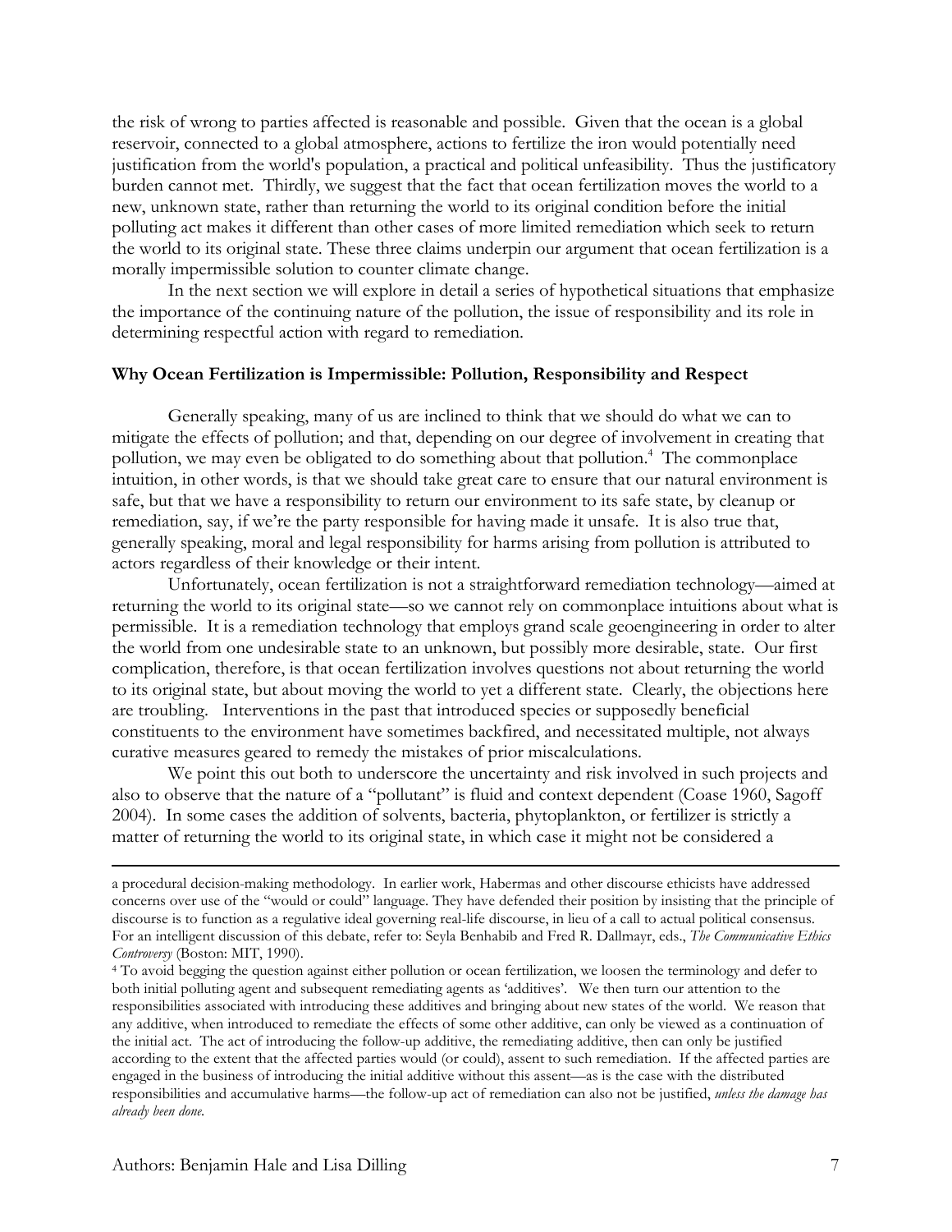the risk of wrong to parties affected is reasonable and possible. Given that the ocean is a global reservoir, connected to a global atmosphere, actions to fertilize the iron would potentially need justification from the world's population, a practical and political unfeasibility. Thus the justificatory burden cannot met. Thirdly, we suggest that the fact that ocean fertilization moves the world to a new, unknown state, rather than returning the world to its original condition before the initial polluting act makes it different than other cases of more limited remediation which seek to return the world to its original state. These three claims underpin our argument that ocean fertilization is a morally impermissible solution to counter climate change.

In the next section we will explore in detail a series of hypothetical situations that emphasize the importance of the continuing nature of the pollution, the issue of responsibility and its role in determining respectful action with regard to remediation.

**Why Ocean Fertilization is Impermissible: Pollution, Responsibility and Respect**

Generally speaking, many of us are inclined to think that we should do what we can to mitigate the effects of pollution; and that, depending on our degree of involvement in creating that pollution, we may even be obligated to do something about that pollution.[4] The commonplace intuition, in other words, is that we should take great care to ensure that our natural environment is safe, but that we have a responsibility to return our environment to its safe state, by cleanup or remediation, say, if we're the party responsible for having made it unsafe. It is also true that, generally speaking, moral and legal responsibility for harms arising from pollution is attributed to actors regardless of their knowledge or their intent.

Unfortunately, ocean fertilization is not a straightforward remediation technology—aimed at returning the world to its original state—so we cannot rely on commonplace intuitions about what is permissible. It is a remediation technology that employs grand scale geoengineering in order to alter the world from one undesirable state to an unknown, but possibly more desirable, state. Our first complication, therefore, is that ocean fertilization involves questions not about returning the world to its original state, but about moving the world to yet a different state. Clearly, the objections here are troubling. Interventions in the past that introduced species or supposedly beneficial constituents to the environment have sometimes backfired, and necessitated multiple, not always curative measures geared to remedy the mistakes of prior miscalculations.

We point this out both to underscore the uncertainty and risk involved in such projects and also to observe that the nature of a "pollutant" is fluid and context dependent (Coase 1960, Sagoff 2004). In some cases the addition of solvents, bacteria, phytoplankton, or fertilizer is strictly a matter of returning the world to its original state, in which case it might not be considered a

---

a procedural decision-making methodology. In earlier work, Habermas and other discourse ethicists have addressed concerns over use of the "would or could" language. They have defended their position by insisting that the principle of discourse is to function as a regulative ideal governing real-life discourse, in lieu of a call to actual political consensus. For an intelligent discussion of this debate, refer to: Seyla Benhabib and Fred R. Dallmayr, eds., *The Communicative Ethics Controversy* (Boston: MIT, 1990).

[4] To avoid begging the question against either pollution or ocean fertilization, we loosen the terminology and defer to both initial polluting agent and subsequent remediating agents as 'additives'. We then turn our attention to the responsibilities associated with introducing these additives and bringing about new states of the world. We reason that any additive, when introduced to remediate the effects of some other additive, can only be viewed as a continuation of the initial act. The act of introducing the follow-up additive, the remediating additive, then can only be justified according to the extent that the affected parties would (or could), assent to such remediation. If the affected parties are engaged in the business of introducing the initial additive without this assent—as is the case with the distributed responsibilities and accumulative harms—the follow-up act of remediation can also not be justified, *unless the damage has already been done.*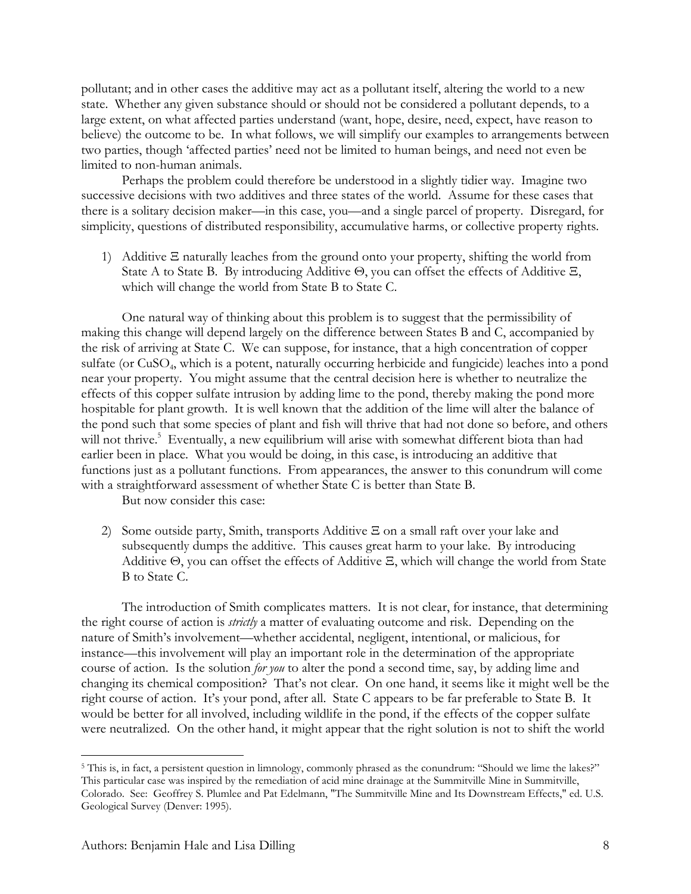pollutant; and in other cases the additive may act as a pollutant itself, altering the world to a new state. Whether any given substance should or should not be considered a pollutant depends, to a large extent, on what affected parties understand (want, hope, desire, need, expect, have reason to believe) the outcome to be. In what follows, we will simplify our examples to arrangements between two parties, though 'affected parties' need not be limited to human beings, and need not even be limited to non-human animals.

Perhaps the problem could therefore be understood in a slightly tidier way. Imagine two successive decisions with two additives and three states of the world. Assume for these cases that there is a solitary decision maker—in this case, you—and a single parcel of property. Disregard, for simplicity, questions of distributed responsibility, accumulative harms, or collective property rights.

1) Additive Ξ naturally leaches from the ground onto your property, shifting the world from State A to State B. By introducing Additive Θ, you can offset the effects of Additive Ξ, which will change the world from State B to State C.

One natural way of thinking about this problem is to suggest that the permissibility of making this change will depend largely on the difference between States B and C, accompanied by the risk of arriving at State C. We can suppose, for instance, that a high concentration of copper sulfate (or $CuSO_4$, which is a potent, naturally occurring herbicide and fungicide) leaches into a pond near your property. You might assume that the central decision here is whether to neutralize the effects of this copper sulfate intrusion by adding lime to the pond, thereby making the pond more hospitable for plant growth. It is well known that the addition of the lime will alter the balance of the pond such that some species of plant and fish will thrive that had not done so before, and others will not thrive.[5] Eventually, a new equilibrium will arise with somewhat different biota than had earlier been in place. What you would be doing, in this case, is introducing an additive that functions just as a pollutant functions. From appearances, the answer to this conundrum will come with a straightforward assessment of whether State C is better than State B.

But now consider this case:

2) Some outside party, Smith, transports Additive Ξ on a small raft over your lake and subsequently dumps the additive. This causes great harm to your lake. By introducing Additive Θ, you can offset the effects of Additive Ξ, which will change the world from State B to State C.

The introduction of Smith complicates matters. It is not clear, for instance, that determining the right course of action is *strictly* a matter of evaluating outcome and risk. Depending on the nature of Smith's involvement—whether accidental, negligent, intentional, or malicious, for instance—this involvement will play an important role in the determination of the appropriate course of action. Is the solution *for you* to alter the pond a second time, say, by adding lime and changing its chemical composition? That's not clear. On one hand, it seems like it might well be the right course of action. It's your pond, after all. State C appears to be far preferable to State B. It would be better for all involved, including wildlife in the pond, if the effects of the copper sulfate were neutralized. On the other hand, it might appear that the right solution is not to shift the world

---

[5] This is, in fact, a persistent question in limnology, commonly phrased as the conundrum: "Should we lime the lakes?" This particular case was inspired by the remediation of acid mine drainage at the Summitville Mine in Summitville, Colorado. See: Geoffrey S. Plumlee and Pat Edelmann, "The Summitville Mine and Its Downstream Effects," ed. U.S. Geological Survey (Denver: 1995).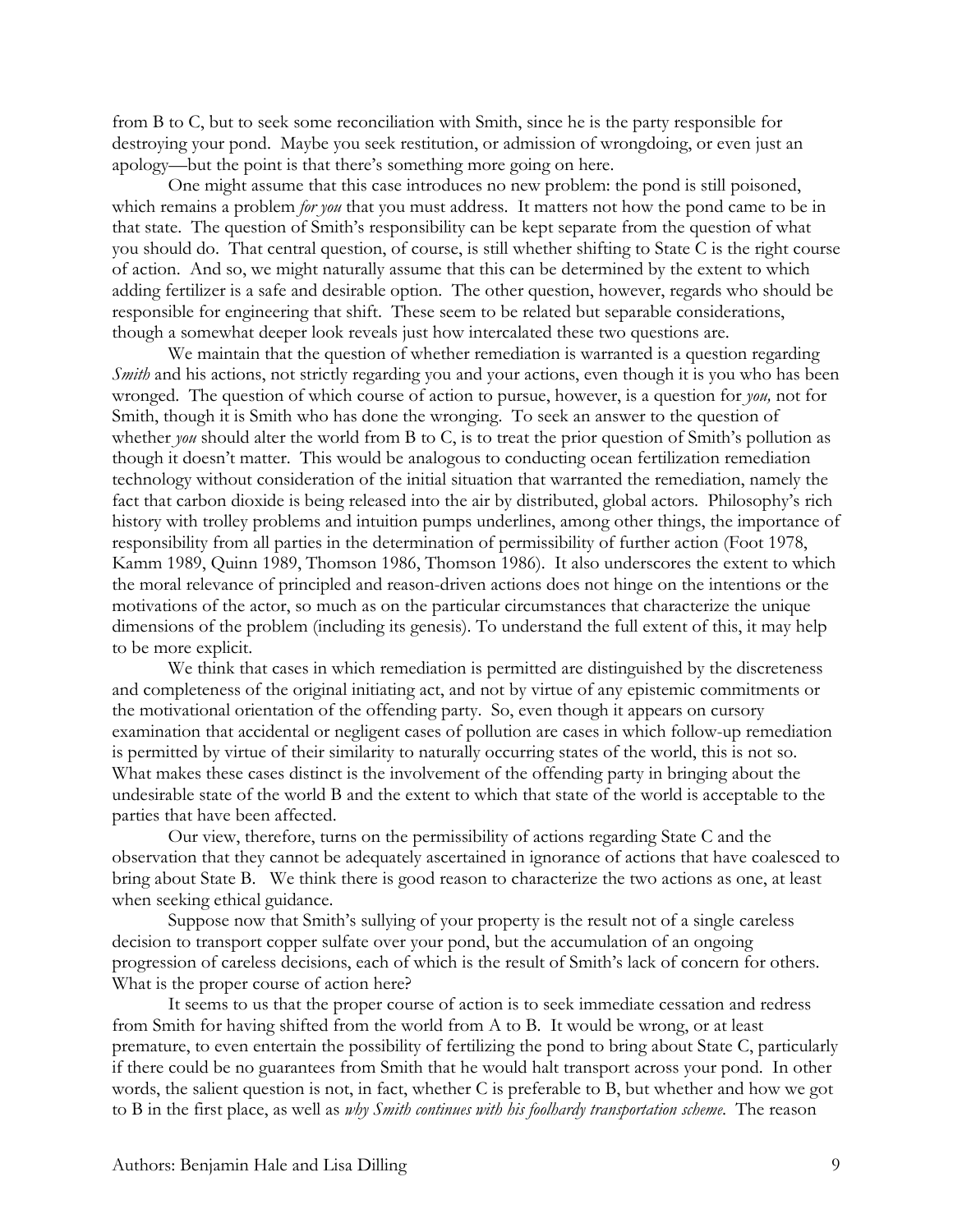from B to C, but to seek some reconciliation with Smith, since he is the party responsible for destroying your pond. Maybe you seek restitution, or admission of wrongdoing, or even just an apology—but the point is that there's something more going on here.

One might assume that this case introduces no new problem: the pond is still poisoned, which remains a problem *for you* that you must address. It matters not how the pond came to be in that state. The question of Smith's responsibility can be kept separate from the question of what you should do. That central question, of course, is still whether shifting to State C is the right course of action. And so, we might naturally assume that this can be determined by the extent to which adding fertilizer is a safe and desirable option. The other question, however, regards who should be responsible for engineering that shift. These seem to be related but separable considerations, though a somewhat deeper look reveals just how intercalated these two questions are.

We maintain that the question of whether remediation is warranted is a question regarding *Smith* and his actions, not strictly regarding you and your actions, even though it is you who has been wronged. The question of which course of action to pursue, however, is a question for *you,* not for Smith, though it is Smith who has done the wronging. To seek an answer to the question of whether *you* should alter the world from B to C, is to treat the prior question of Smith's pollution as though it doesn't matter. This would be analogous to conducting ocean fertilization remediation technology without consideration of the initial situation that warranted the remediation, namely the fact that carbon dioxide is being released into the air by distributed, global actors. Philosophy's rich history with trolley problems and intuition pumps underlines, among other things, the importance of responsibility from all parties in the determination of permissibility of further action (Foot 1978, Kamm 1989, Quinn 1989, Thomson 1986, Thomson 1986). It also underscores the extent to which the moral relevance of principled and reason-driven actions does not hinge on the intentions or the motivations of the actor, so much as on the particular circumstances that characterize the unique dimensions of the problem (including its genesis). To understand the full extent of this, it may help to be more explicit.

We think that cases in which remediation is permitted are distinguished by the discreteness and completeness of the original initiating act, and not by virtue of any epistemic commitments or the motivational orientation of the offending party. So, even though it appears on cursory examination that accidental or negligent cases of pollution are cases in which follow-up remediation is permitted by virtue of their similarity to naturally occurring states of the world, this is not so. What makes these cases distinct is the involvement of the offending party in bringing about the undesirable state of the world B and the extent to which that state of the world is acceptable to the parties that have been affected.

Our view, therefore, turns on the permissibility of actions regarding State C and the observation that they cannot be adequately ascertained in ignorance of actions that have coalesced to bring about State B. We think there is good reason to characterize the two actions as one, at least when seeking ethical guidance.

Suppose now that Smith's sullying of your property is the result not of a single careless decision to transport copper sulfate over your pond, but the accumulation of an ongoing progression of careless decisions, each of which is the result of Smith's lack of concern for others. What is the proper course of action here?

It seems to us that the proper course of action is to seek immediate cessation and redress from Smith for having shifted from the world from A to B. It would be wrong, or at least premature, to even entertain the possibility of fertilizing the pond to bring about State C, particularly if there could be no guarantees from Smith that he would halt transport across your pond. In other words, the salient question is not, in fact, whether C is preferable to B, but whether and how we got to B in the first place, as well as *why Smith continues with his foolhardy transportation scheme*. The reason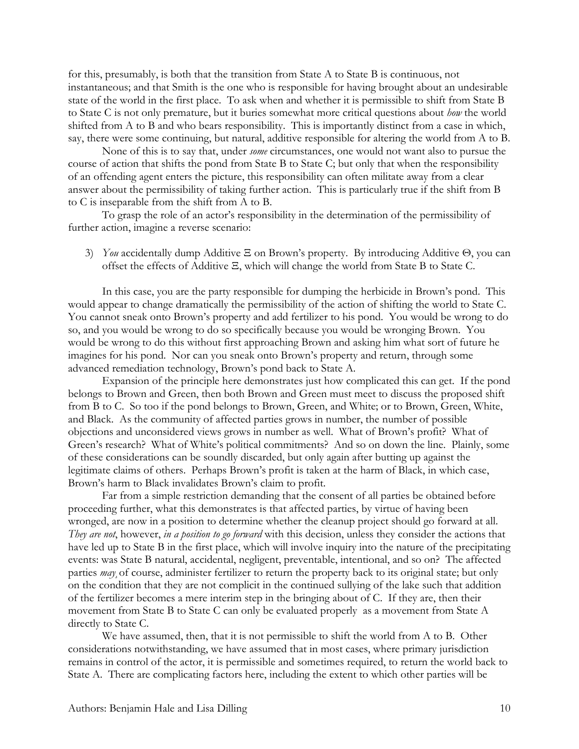for this, presumably, is both that the transition from State A to State B is continuous, not instantaneous; and that Smith is the one who is responsible for having brought about an undesirable state of the world in the first place. To ask when and whether it is permissible to shift from State B to State C is not only premature, but it buries somewhat more critical questions about *how* the world shifted from A to B and who bears responsibility. This is importantly distinct from a case in which, say, there were some continuing, but natural, additive responsible for altering the world from A to B.

None of this is to say that, under *some* circumstances, one would not want also to pursue the course of action that shifts the pond from State B to State C; but only that when the responsibility of an offending agent enters the picture, this responsibility can often militate away from a clear answer about the permissibility of taking further action. This is particularly true if the shift from B to C is inseparable from the shift from A to B.

To grasp the role of an actor's responsibility in the determination of the permissibility of further action, imagine a reverse scenario:

3) *You* accidentally dump Additive Ξ on Brown's property. By introducing Additive Θ, you can offset the effects of Additive Ξ, which will change the world from State B to State C.

In this case, you are the party responsible for dumping the herbicide in Brown's pond. This would appear to change dramatically the permissibility of the action of shifting the world to State C. You cannot sneak onto Brown's property and add fertilizer to his pond. You would be wrong to do so, and you would be wrong to do so specifically because you would be wronging Brown. You would be wrong to do this without first approaching Brown and asking him what sort of future he imagines for his pond. Nor can you sneak onto Brown's property and return, through some advanced remediation technology, Brown's pond back to State A.

Expansion of the principle here demonstrates just how complicated this can get. If the pond belongs to Brown and Green, then both Brown and Green must meet to discuss the proposed shift from B to C. So too if the pond belongs to Brown, Green, and White; or to Brown, Green, White, and Black. As the community of affected parties grows in number, the number of possible objections and unconsidered views grows in number as well. What of Brown's profit? What of Green's research? What of White's political commitments? And so on down the line. Plainly, some of these considerations can be soundly discarded, but only again after butting up against the legitimate claims of others. Perhaps Brown's profit is taken at the harm of Black, in which case, Brown's harm to Black invalidates Brown's claim to profit.

Far from a simple restriction demanding that the consent of all parties be obtained before proceeding further, what this demonstrates is that affected parties, by virtue of having been wronged, are now in a position to determine whether the cleanup project should go forward at all. *They are not*, however, *in a position to go forward* with this decision, unless they consider the actions that have led up to State B in the first place, which will involve inquiry into the nature of the precipitating events: was State B natural, accidental, negligent, preventable, intentional, and so on? The affected parties *may*, of course, administer fertilizer to return the property back to its original state; but only on the condition that they are not complicit in the continued sullying of the lake such that addition of the fertilizer becomes a mere interim step in the bringing about of C. If they are, then their movement from State B to State C can only be evaluated properly as a movement from State A directly to State C.

We have assumed, then, that it is not permissible to shift the world from A to B. Other considerations notwithstanding, we have assumed that in most cases, where primary jurisdiction remains in control of the actor, it is permissible and sometimes required, to return the world back to State A. There are complicating factors here, including the extent to which other parties will be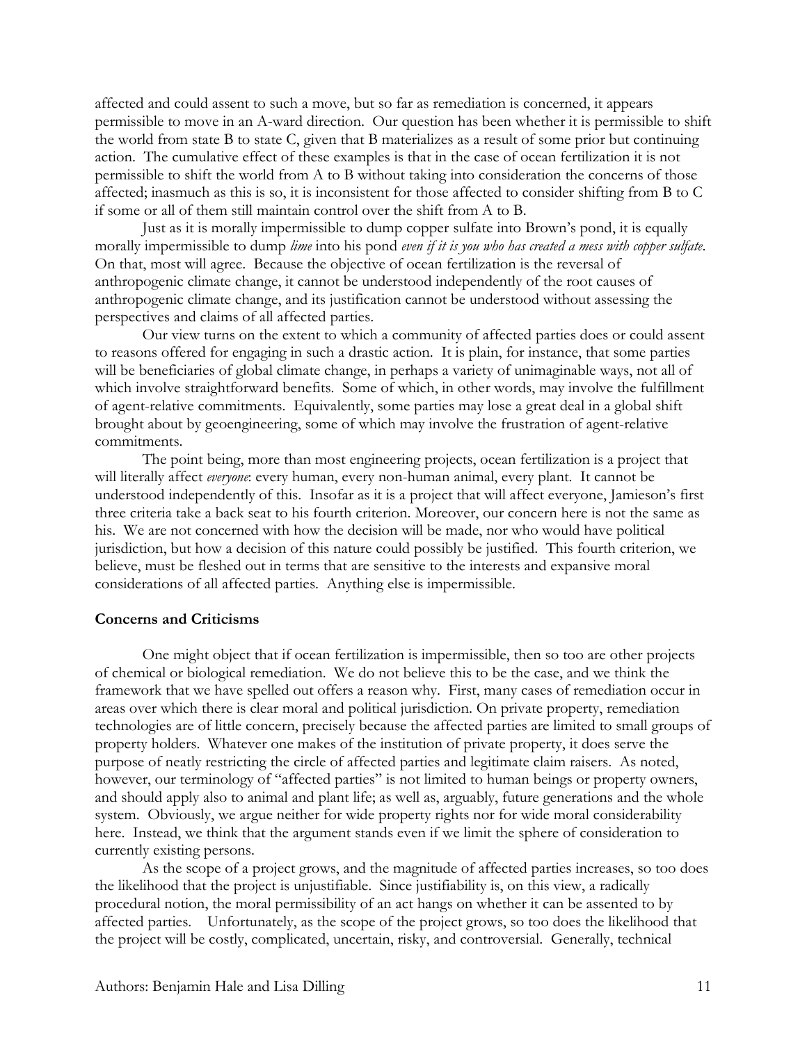affected and could assent to such a move, but so far as remediation is concerned, it appears permissible to move in an A-ward direction. Our question has been whether it is permissible to shift the world from state B to state C, given that B materializes as a result of some prior but continuing action. The cumulative effect of these examples is that in the case of ocean fertilization it is not permissible to shift the world from A to B without taking into consideration the concerns of those affected; inasmuch as this is so, it is inconsistent for those affected to consider shifting from B to C if some or all of them still maintain control over the shift from A to B.

Just as it is morally impermissible to dump copper sulfate into Brown's pond, it is equally morally impermissible to dump *lime* into his pond *even if it is you who has created a mess with copper sulfate*. On that, most will agree. Because the objective of ocean fertilization is the reversal of anthropogenic climate change, it cannot be understood independently of the root causes of anthropogenic climate change, and its justification cannot be understood without assessing the perspectives and claims of all affected parties.

Our view turns on the extent to which a community of affected parties does or could assent to reasons offered for engaging in such a drastic action. It is plain, for instance, that some parties will be beneficiaries of global climate change, in perhaps a variety of unimaginable ways, not all of which involve straightforward benefits. Some of which, in other words, may involve the fulfillment of agent-relative commitments. Equivalently, some parties may lose a great deal in a global shift brought about by geoengineering, some of which may involve the frustration of agent-relative commitments.

The point being, more than most engineering projects, ocean fertilization is a project that will literally affect *everyone*: every human, every non-human animal, every plant. It cannot be understood independently of this. Insofar as it is a project that will affect everyone, Jamieson's first three criteria take a back seat to his fourth criterion. Moreover, our concern here is not the same as his. We are not concerned with how the decision will be made, nor who would have political jurisdiction, but how a decision of this nature could possibly be justified. This fourth criterion, we believe, must be fleshed out in terms that are sensitive to the interests and expansive moral considerations of all affected parties. Anything else is impermissible.

**Concerns and Criticisms**

One might object that if ocean fertilization is impermissible, then so too are other projects of chemical or biological remediation. We do not believe this to be the case, and we think the framework that we have spelled out offers a reason why. First, many cases of remediation occur in areas over which there is clear moral and political jurisdiction. On private property, remediation technologies are of little concern, precisely because the affected parties are limited to small groups of property holders. Whatever one makes of the institution of private property, it does serve the purpose of neatly restricting the circle of affected parties and legitimate claim raisers. As noted, however, our terminology of "affected parties" is not limited to human beings or property owners, and should apply also to animal and plant life; as well as, arguably, future generations and the whole system. Obviously, we argue neither for wide property rights nor for wide moral considerability here. Instead, we think that the argument stands even if we limit the sphere of consideration to currently existing persons.

As the scope of a project grows, and the magnitude of affected parties increases, so too does the likelihood that the project is unjustifiable. Since justifiability is, on this view, a radically procedural notion, the moral permissibility of an act hangs on whether it can be assented to by affected parties. Unfortunately, as the scope of the project grows, so too does the likelihood that the project will be costly, complicated, uncertain, risky, and controversial. Generally, technical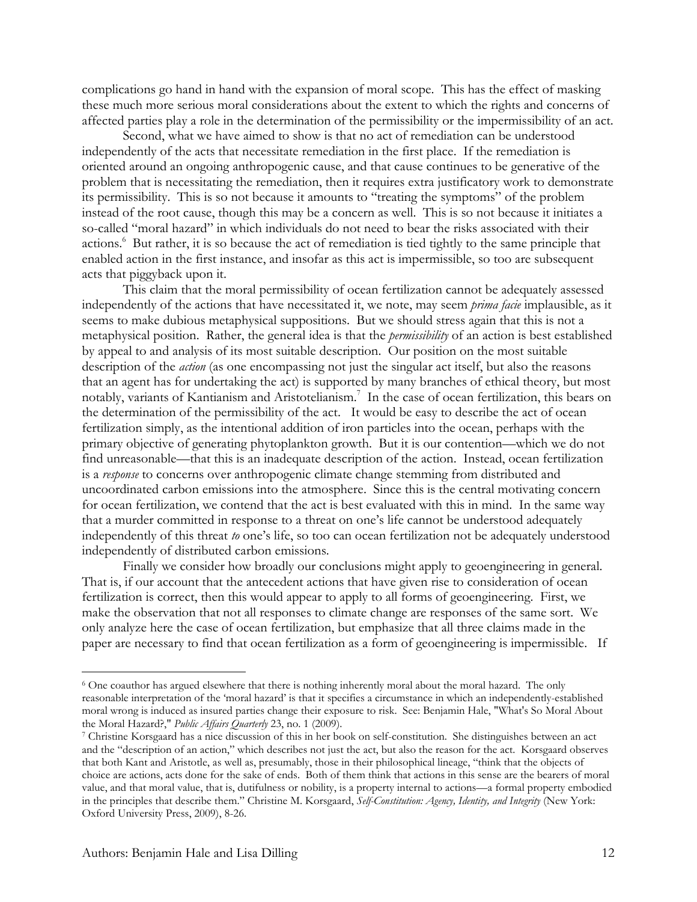complications go hand in hand with the expansion of moral scope. This has the effect of masking these much more serious moral considerations about the extent to which the rights and concerns of affected parties play a role in the determination of the permissibility or the impermissibility of an act.

Second, what we have aimed to show is that no act of remediation can be understood independently of the acts that necessitate remediation in the first place. If the remediation is oriented around an ongoing anthropogenic cause, and that cause continues to be generative of the problem that is necessitating the remediation, then it requires extra justificatory work to demonstrate its permissibility. This is so not because it amounts to "treating the symptoms" of the problem instead of the root cause, though this may be a concern as well. This is so not because it initiates a so-called "moral hazard" in which individuals do not need to bear the risks associated with their actions.[6] But rather, it is so because the act of remediation is tied tightly to the same principle that enabled action in the first instance, and insofar as this act is impermissible, so too are subsequent acts that piggyback upon it.

This claim that the moral permissibility of ocean fertilization cannot be adequately assessed independently of the actions that have necessitated it, we note, may seem *prima facie* implausible, as it seems to make dubious metaphysical suppositions. But we should stress again that this is not a metaphysical position. Rather, the general idea is that the *permissibility* of an action is best established by appeal to and analysis of its most suitable description. Our position on the most suitable description of the *action* (as one encompassing not just the singular act itself, but also the reasons that an agent has for undertaking the act) is supported by many branches of ethical theory, but most notably, variants of Kantianism and Aristotelianism.[7] In the case of ocean fertilization, this bears on the determination of the permissibility of the act. It would be easy to describe the act of ocean fertilization simply, as the intentional addition of iron particles into the ocean, perhaps with the primary objective of generating phytoplankton growth. But it is our contention—which we do not find unreasonable—that this is an inadequate description of the action. Instead, ocean fertilization is a *response* to concerns over anthropogenic climate change stemming from distributed and uncoordinated carbon emissions into the atmosphere. Since this is the central motivating concern for ocean fertilization, we contend that the act is best evaluated with this in mind. In the same way that a murder committed in response to a threat on one's life cannot be understood adequately independently of this threat *to* one's life, so too can ocean fertilization not be adequately understood independently of distributed carbon emissions.

Finally we consider how broadly our conclusions might apply to geoengineering in general. That is, if our account that the antecedent actions that have given rise to consideration of ocean fertilization is correct, then this would appear to apply to all forms of geoengineering. First, we make the observation that not all responses to climate change are responses of the same sort. We only analyze here the case of ocean fertilization, but emphasize that all three claims made in the paper are necessary to find that ocean fertilization as a form of geoengineering is impermissible. If

---

[6] One coauthor has argued elsewhere that there is nothing inherently moral about the moral hazard. The only reasonable interpretation of the 'moral hazard' is that it specifies a circumstance in which an independently-established moral wrong is induced as insured parties change their exposure to risk. See: Benjamin Hale, "What's So Moral About the Moral Hazard?," *Public Affairs Quarterly* 23, no. 1 (2009).

[7] Christine Korsgaard has a nice discussion of this in her book on self-constitution. She distinguishes between an act and the "description of an action," which describes not just the act, but also the reason for the act. Korsgaard observes that both Kant and Aristotle, as well as, presumably, those in their philosophical lineage, "think that the objects of choice are actions, acts done for the sake of ends. Both of them think that actions in this sense are the bearers of moral value, and that moral value, that is, dutifulness or nobility, is a property internal to actions—a formal property embodied in the principles that describe them." Christine M. Korsgaard, *Self-Constitution: Agency, Identity, and Integrity* (New York: Oxford University Press, 2009), 8-26.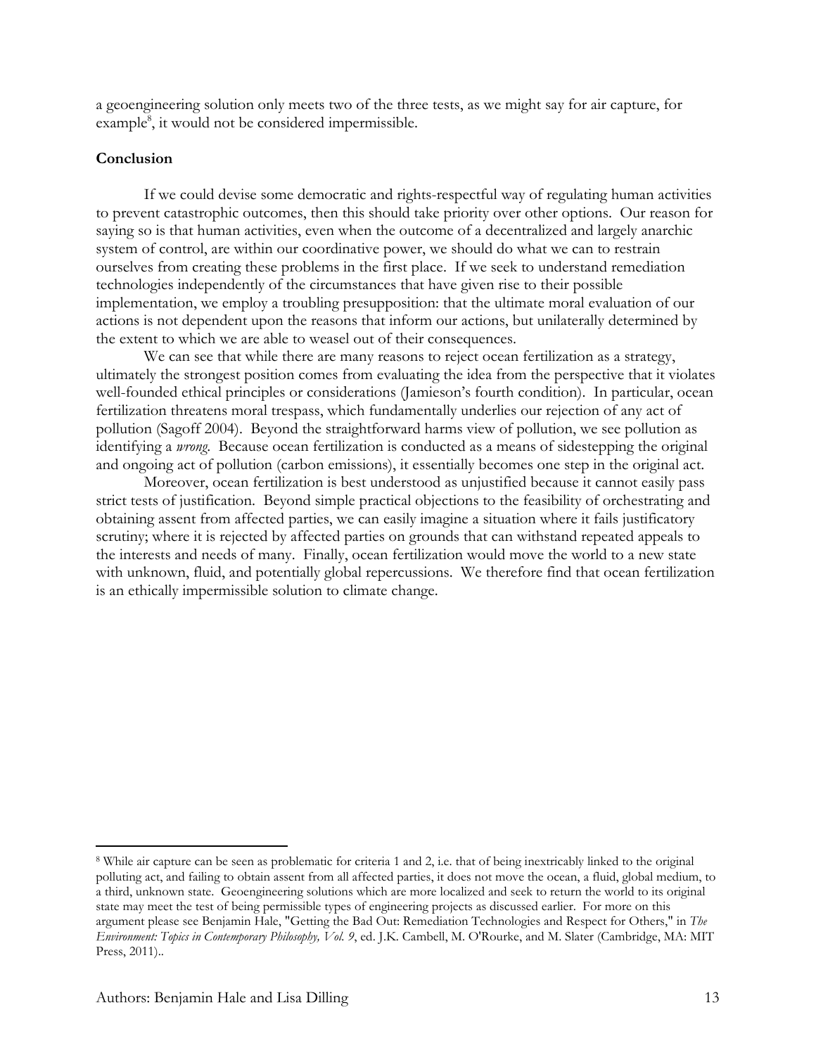a geoengineering solution only meets two of the three tests, as we might say for air capture, for example[8], it would not be considered impermissible.

**Conclusion**

If we could devise some democratic and rights-respectful way of regulating human activities to prevent catastrophic outcomes, then this should take priority over other options. Our reason for saying so is that human activities, even when the outcome of a decentralized and largely anarchic system of control, are within our coordinative power, we should do what we can to restrain ourselves from creating these problems in the first place. If we seek to understand remediation technologies independently of the circumstances that have given rise to their possible implementation, we employ a troubling presupposition: that the ultimate moral evaluation of our actions is not dependent upon the reasons that inform our actions, but unilaterally determined by the extent to which we are able to weasel out of their consequences.

We can see that while there are many reasons to reject ocean fertilization as a strategy, ultimately the strongest position comes from evaluating the idea from the perspective that it violates well-founded ethical principles or considerations (Jamieson's fourth condition). In particular, ocean fertilization threatens moral trespass, which fundamentally underlies our rejection of any act of pollution (Sagoff 2004). Beyond the straightforward harms view of pollution, we see pollution as identifying a *wrong*. Because ocean fertilization is conducted as a means of sidestepping the original and ongoing act of pollution (carbon emissions), it essentially becomes one step in the original act.

Moreover, ocean fertilization is best understood as unjustified because it cannot easily pass strict tests of justification. Beyond simple practical objections to the feasibility of orchestrating and obtaining assent from affected parties, we can easily imagine a situation where it fails justificatory scrutiny; where it is rejected by affected parties on grounds that can withstand repeated appeals to the interests and needs of many. Finally, ocean fertilization would move the world to a new state with unknown, fluid, and potentially global repercussions. We therefore find that ocean fertilization is an ethically impermissible solution to climate change.

---

[8] While air capture can be seen as problematic for criteria 1 and 2, i.e. that of being inextricably linked to the original polluting act, and failing to obtain assent from all affected parties, it does not move the ocean, a fluid, global medium, to a third, unknown state. Geoengineering solutions which are more localized and seek to return the world to its original state may meet the test of being permissible types of engineering projects as discussed earlier. For more on this argument please see Benjamin Hale, "Getting the Bad Out: Remediation Technologies and Respect for Others," in *The Environment: Topics in Contemporary Philosophy, Vol. 9*, ed. J.K. Cambell, M. O'Rourke, and M. Slater (Cambridge, MA: MIT Press, 2011)..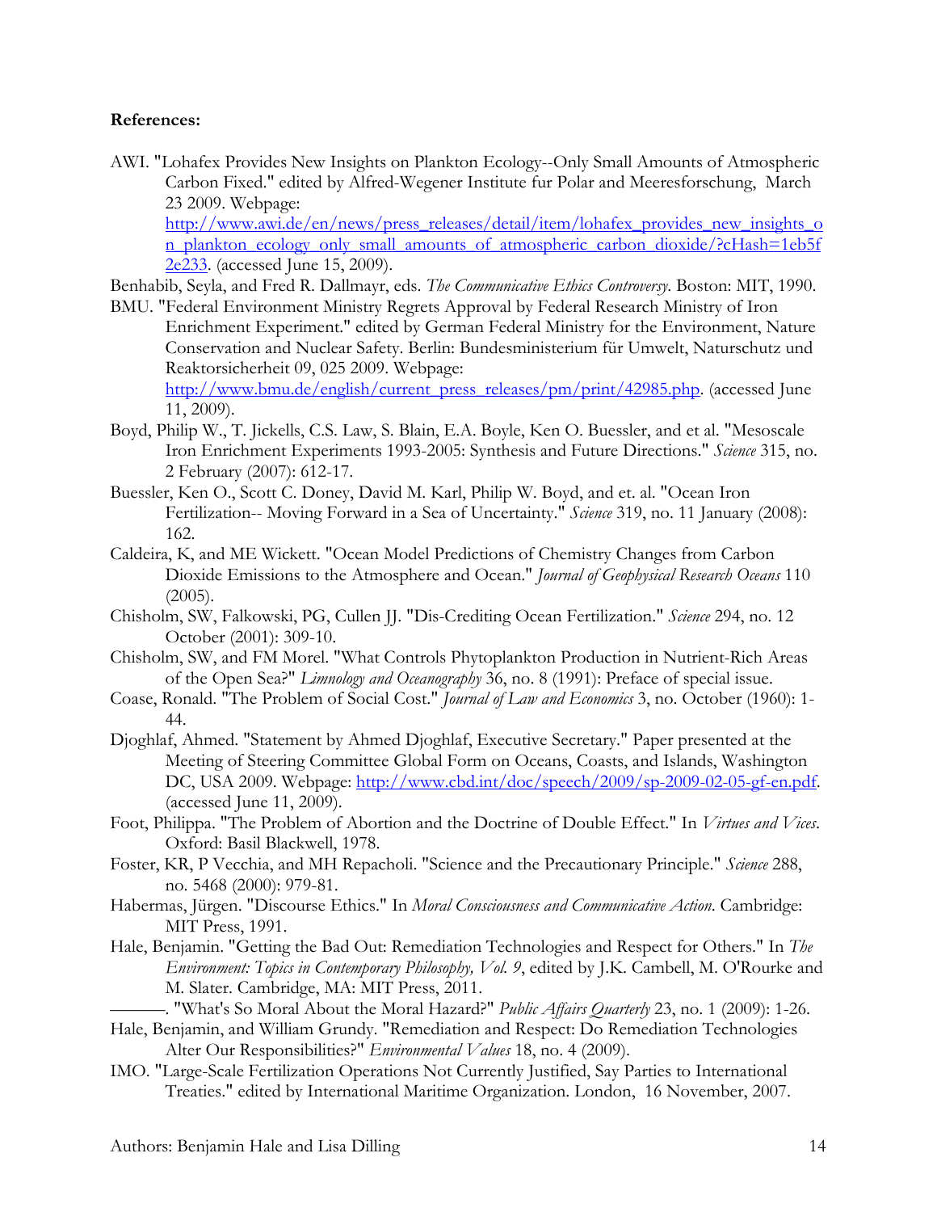**References:**

AWI. "Lohafex Provides New Insights on Plankton Ecology--Only Small Amounts of Atmospheric Carbon Fixed." edited by Alfred-Wegener Institute fur Polar and Meeresforschung, March 23 2009. Webpage: http://www.awi.de/en/news/press_releases/detail/item/lohafex_provides_new_insights_on_plankton_ecology_only_small_amounts_of_atmospheric_carbon_dioxide/?cHash=1eb5f2e233. (accessed June 15, 2009).

Benhabib, Seyla, and Fred R. Dallmayr, eds. *The Communicative Ethics Controversy*. Boston: MIT, 1990.

BMU. "Federal Environment Ministry Regrets Approval by Federal Research Ministry of Iron Enrichment Experiment." edited by German Federal Ministry for the Environment, Nature Conservation and Nuclear Safety. Berlin: Bundesministerium für Umwelt, Naturschutz und Reaktorsicherheit 09, 025 2009. Webpage: http://www.bmu.de/english/current_press_releases/pm/print/42985.php. (accessed June 11, 2009).

Boyd, Philip W., T. Jickells, C.S. Law, S. Blain, E.A. Boyle, Ken O. Buessler, and et al. "Mesoscale Iron Enrichment Experiments 1993-2005: Synthesis and Future Directions." *Science* 315, no. 2 February (2007): 612-17.

Buessler, Ken O., Scott C. Doney, David M. Karl, Philip W. Boyd, and et. al. "Ocean Iron Fertilization-- Moving Forward in a Sea of Uncertainty." *Science* 319, no. 11 January (2008): 162.

Caldeira, K, and ME Wickett. "Ocean Model Predictions of Chemistry Changes from Carbon Dioxide Emissions to the Atmosphere and Ocean." *Journal of Geophysical Research Oceans* 110 (2005).

Chisholm, SW, Falkowski, PG, Cullen JJ. "Dis-Crediting Ocean Fertilization." *Science* 294, no. 12 October (2001): 309-10.

Chisholm, SW, and FM Morel. "What Controls Phytoplankton Production in Nutrient-Rich Areas of the Open Sea?" *Limnology and Oceanography* 36, no. 8 (1991): Preface of special issue.

Coase, Ronald. "The Problem of Social Cost." *Journal of Law and Economics* 3, no. October (1960): 1-44.

Djoghlaf, Ahmed. "Statement by Ahmed Djoghlaf, Executive Secretary." Paper presented at the Meeting of Steering Committee Global Form on Oceans, Coasts, and Islands, Washington DC, USA 2009. Webpage: http://www.cbd.int/doc/speech/2009/sp-2009-02-05-gf-en.pdf. (accessed June 11, 2009).

Foot, Philippa. "The Problem of Abortion and the Doctrine of Double Effect." In *Virtues and Vices*. Oxford: Basil Blackwell, 1978.

Foster, KR, P Vecchia, and MH Repacholi. "Science and the Precautionary Principle." *Science* 288, no. 5468 (2000): 979-81.

Habermas, Jürgen. "Discourse Ethics." In *Moral Consciousness and Communicative Action*. Cambridge: MIT Press, 1991.

Hale, Benjamin. "Getting the Bad Out: Remediation Technologies and Respect for Others." In *The Environment: Topics in Contemporary Philosophy, Vol. 9*, edited by J.K. Cambell, M. O'Rourke and M. Slater. Cambridge, MA: MIT Press, 2011.

———. "What's So Moral About the Moral Hazard?" *Public Affairs Quarterly* 23, no. 1 (2009): 1-26.

Hale, Benjamin, and William Grundy. "Remediation and Respect: Do Remediation Technologies Alter Our Responsibilities?" *Environmental Values* 18, no. 4 (2009).

IMO. "Large-Scale Fertilization Operations Not Currently Justified, Say Parties to International Treaties." edited by International Maritime Organization. London, 16 November, 2007.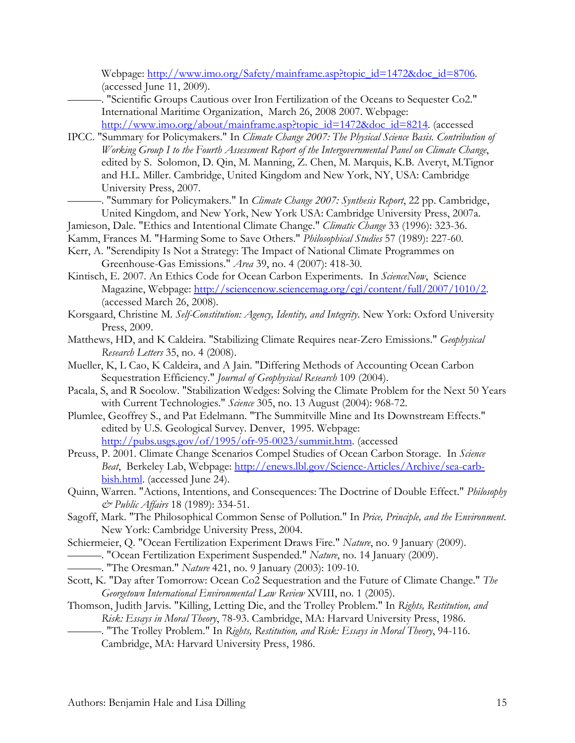Webpage: http://www.imo.org/Safety/mainframe.asp?topic_id=1472&doc_id=8706. (accessed June 11, 2009).

———. "Scientific Groups Cautious over Iron Fertilization of the Oceans to Sequester Co2." International Maritime Organization, March 26, 2008 2007. Webpage: http://www.imo.org/about/mainframe.asp?topic_id=1472&doc_id=8214. (accessed

IPCC. "Summary for Policymakers." In *Climate Change 2007: The Physical Science Basis. Contribution of Working Group I to the Fourth Assessment Report of the Intergovernmental Panel on Climate Change*, edited by S. Solomon, D. Qin, M. Manning, Z. Chen, M. Marquis, K.B. Averyt, M.Tignor and H.L. Miller. Cambridge, United Kingdom and New York, NY, USA: Cambridge University Press, 2007.

———. "Summary for Policymakers." In *Climate Change 2007: Synthesis Report*, 22 pp. Cambridge, United Kingdom, and New York, New York USA: Cambridge University Press, 2007a.

Jamieson, Dale. "Ethics and Intentional Climate Change." *Climatic Change* 33 (1996): 323-36.

Kamm, Frances M. "Harming Some to Save Others." *Philosophical Studies* 57 (1989): 227-60.

Kerr, A. "Serendipity Is Not a Strategy: The Impact of National Climate Programmes on Greenhouse-Gas Emissions." *Area* 39, no. 4 (2007): 418-30.

Kintisch, E. 2007. An Ethics Code for Ocean Carbon Experiments. In *ScienceNow*, Science Magazine, Webpage: http://sciencenow.sciencemag.org/cgi/content/full/2007/1010/2. (accessed March 26, 2008).

Korsgaard, Christine M. *Self-Constitution: Agency, Identity, and Integrity*. New York: Oxford University Press, 2009.

Matthews, HD, and K Caldeira. "Stabilizing Climate Requires near-Zero Emissions." *Geophysical Research Letters* 35, no. 4 (2008).

Mueller, K, L Cao, K Caldeira, and A Jain. "Differing Methods of Accounting Ocean Carbon Sequestration Efficiency." *Journal of Geophysical Research* 109 (2004).

Pacala, S, and R Socolow. "Stabilization Wedges: Solving the Climate Problem for the Next 50 Years with Current Technologies." *Science* 305, no. 13 August (2004): 968-72.

Plumlee, Geoffrey S., and Pat Edelmann. "The Summitville Mine and Its Downstream Effects." edited by U.S. Geological Survey. Denver, 1995. Webpage: http://pubs.usgs.gov/of/1995/ofr-95-0023/summit.htm. (accessed

Preuss, P. 2001. Climate Change Scenarios Compel Studies of Ocean Carbon Storage. In *Science Beat*, Berkeley Lab, Webpage: http://enews.lbl.gov/Science-Articles/Archive/sea-carb-bish.html. (accessed June 24).

Quinn, Warren. "Actions, Intentions, and Consequences: The Doctrine of Double Effect." *Philosophy & Public Affairs* 18 (1989): 334-51.

Sagoff, Mark. "The Philosophical Common Sense of Pollution." In *Price, Principle, and the Environment*. New York: Cambridge University Press, 2004.

Schiermeier, Q. "Ocean Fertilization Experiment Draws Fire." *Nature*, no. 9 January (2009).

———. "Ocean Fertilization Experiment Suspended." *Nature*, no. 14 January (2009).

———. "The Oresman." *Nature* 421, no. 9 January (2003): 109-10.

Scott, K. "Day after Tomorrow: Ocean Co2 Sequestration and the Future of Climate Change." *The Georgetown International Environmental Law Review* XVIII, no. 1 (2005).

Thomson, Judith Jarvis. "Killing, Letting Die, and the Trolley Problem." In *Rights, Restitution, and Risk: Essays in Moral Theory*, 78-93. Cambridge, MA: Harvard University Press, 1986.

———. "The Trolley Problem." In *Rights, Restitution, and Risk: Essays in Moral Theory*, 94-116. Cambridge, MA: Harvard University Press, 1986.